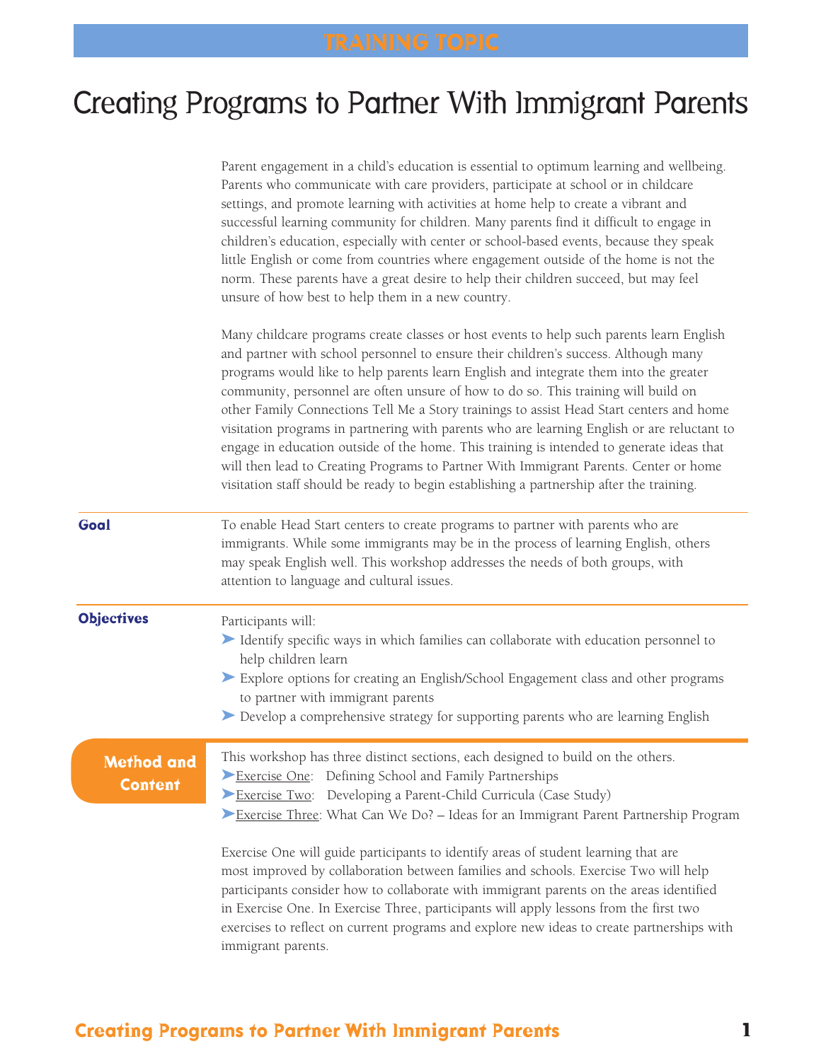TRAINING TOPIC

# Creating Programs to Partner With Immigrant Parents

Parent engagement in a child's education is essential to optimum learning and wellbeing. Parents who communicate with care providers, participate at school or in childcare settings, and promote learning with activities at home help to create a vibrant and successful learning community for children. Many parents find it difficult to engage in children's education, especially with center or school-based events, because they speak little English or come from countries where engagement outside of the home is not the norm. These parents have a great desire to help their children succeed, but may feel unsure of how best to help them in a new country.

Many childcare programs create classes or host events to help such parents learn English and partner with school personnel to ensure their children's success. Although many programs would like to help parents learn English and integrate them into the greater community, personnel are often unsure of how to do so. This training will build on other Family Connections Tell Me a Story trainings to assist Head Start centers and home visitation programs in partnering with parents who are learning English or are reluctant to engage in education outside of the home. This training is intended to generate ideas that will then lead to Creating Programs to Partner With Immigrant Parents. Center or home visitation staff should be ready to begin establishing a partnership after the training.

## Goal

To enable Head Start centers to create programs to partner with parents who are immigrants. While some immigrants may be in the process of learning English, others may speak English well. This workshop addresses the needs of both groups, with attention to language and cultural issues.

## Objectives

Participants will:

- Identify specific ways in which families can collaborate with education personnel to help children learn
- Explore options for creating an English/School Engagement class and other programs to partner with immigrant parents
- Develop a comprehensive strategy for supporting parents who are learning English

## Method and Content

This workshop has three distinct sections, each designed to build on the others.

- Exercise One: Defining School and Family Partnerships
- Exercise Two: Developing a Parent-Child Curricula (Case Study)
- Exercise Three: What Can We Do? – Ideas for an Immigrant Parent Partnership Program

Exercise One will guide participants to identify areas of student learning that are most improved by collaboration between families and schools. Exercise Two will help participants consider how to collaborate with immigrant parents on the areas identified in Exercise One. In Exercise Three, participants will apply lessons from the first two exercises to reflect on current programs and explore new ideas to create partnerships with immigrant parents.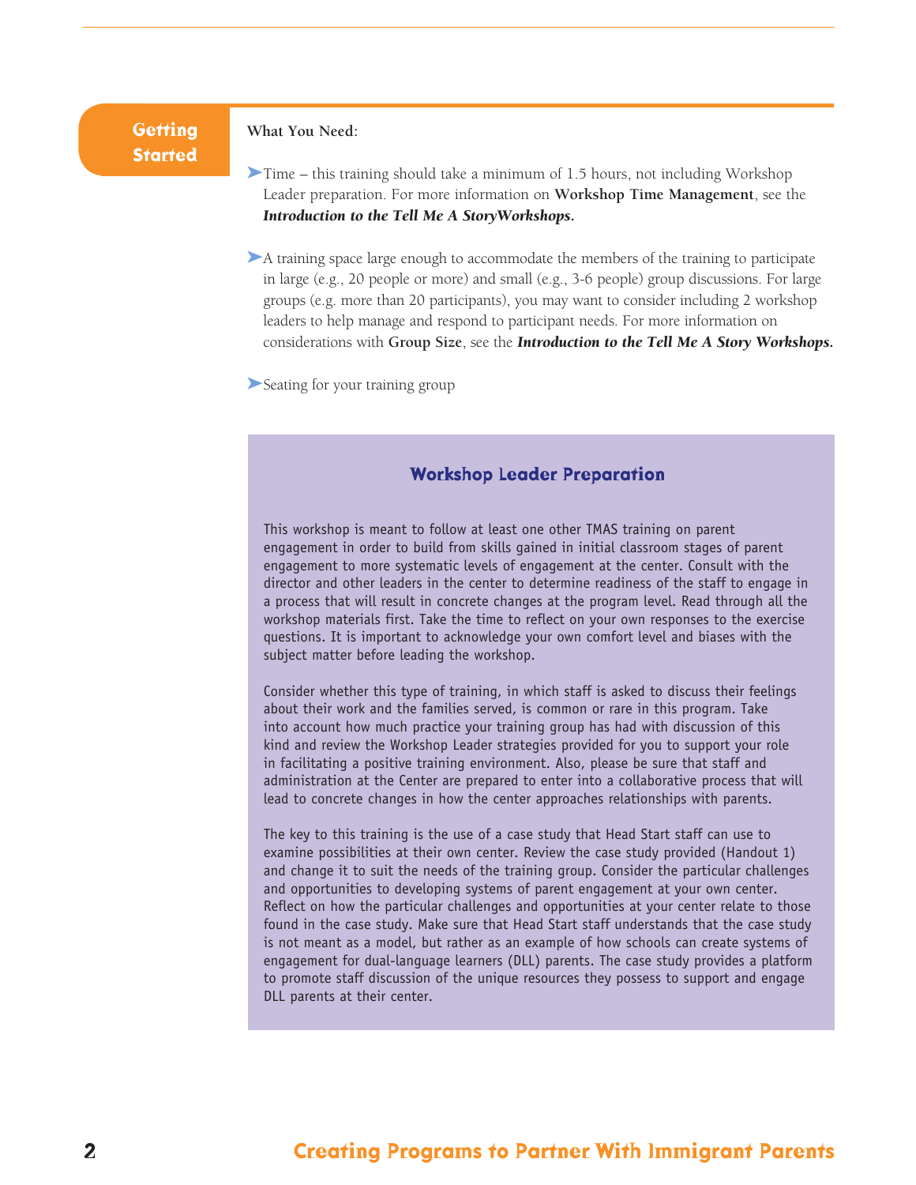## Getting Started

**What You Need:**

- Time – this training should take a minimum of 1.5 hours, not including Workshop Leader preparation. For more information on **Workshop Time Management**, see the ***Introduction to the Tell Me A StoryWorkshops.***

- A training space large enough to accommodate the members of the training to participate in large (e.g., 20 people or more) and small (e.g., 3-6 people) group discussions. For large groups (e.g. more than 20 participants), you may want to consider including 2 workshop leaders to help manage and respond to participant needs. For more information on considerations with **Group Size**, see the ***Introduction to the Tell Me A Story Workshops.***

- Seating for your training group

### Workshop Leader Preparation

This workshop is meant to follow at least one other TMAS training on parent engagement in order to build from skills gained in initial classroom stages of parent engagement to more systematic levels of engagement at the center. Consult with the director and other leaders in the center to determine readiness of the staff to engage in a process that will result in concrete changes at the program level. Read through all the workshop materials first. Take the time to reflect on your own responses to the exercise questions. It is important to acknowledge your own comfort level and biases with the subject matter before leading the workshop.

Consider whether this type of training, in which staff is asked to discuss their feelings about their work and the families served, is common or rare in this program. Take into account how much practice your training group has had with discussion of this kind and review the Workshop Leader strategies provided for you to support your role in facilitating a positive training environment. Also, please be sure that staff and administration at the Center are prepared to enter into a collaborative process that will lead to concrete changes in how the center approaches relationships with parents.

The key to this training is the use of a case study that Head Start staff can use to examine possibilities at their own center. Review the case study provided (Handout 1) and change it to suit the needs of the training group. Consider the particular challenges and opportunities to developing systems of parent engagement at your own center. Reflect on how the particular challenges and opportunities at your center relate to those found in the case study. Make sure that Head Start staff understands that the case study is not meant as a model, but rather as an example of how schools can create systems of engagement for dual-language learners (DLL) parents. The case study provides a platform to promote staff discussion of the unique resources they possess to support and engage DLL parents at their center.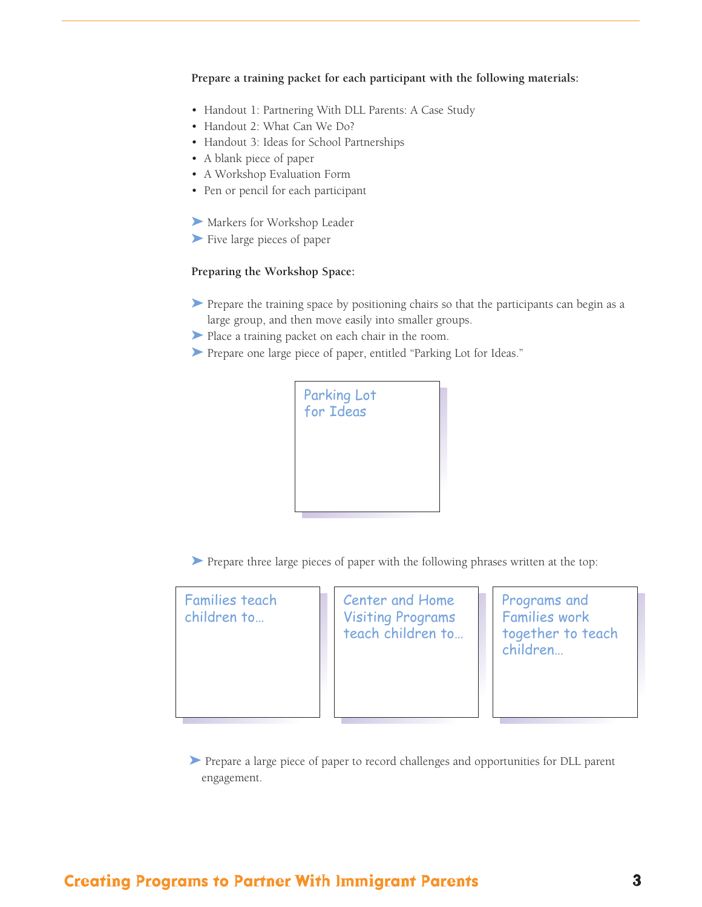**Prepare a training packet for each participant with the following materials:**

- Handout 1: Partnering With DLL Parents: A Case Study
- Handout 2: What Can We Do?
- Handout 3: Ideas for School Partnerships
- A blank piece of paper
- A Workshop Evaluation Form
- Pen or pencil for each participant

- Markers for Workshop Leader
- Five large pieces of paper

**Preparing the Workshop Space:**

- Prepare the training space by positioning chairs so that the participants can begin as a large group, and then move easily into smaller groups.
- Place a training packet on each chair in the room.
- Prepare one large piece of paper, entitled "Parking Lot for Ideas."

Parking Lot for Ideas

- Prepare three large pieces of paper with the following phrases written at the top:

Families teach children to…

Center and Home Visiting Programs teach children to…

Programs and Families work together to teach children…

- Prepare a large piece of paper to record challenges and opportunities for DLL parent engagement.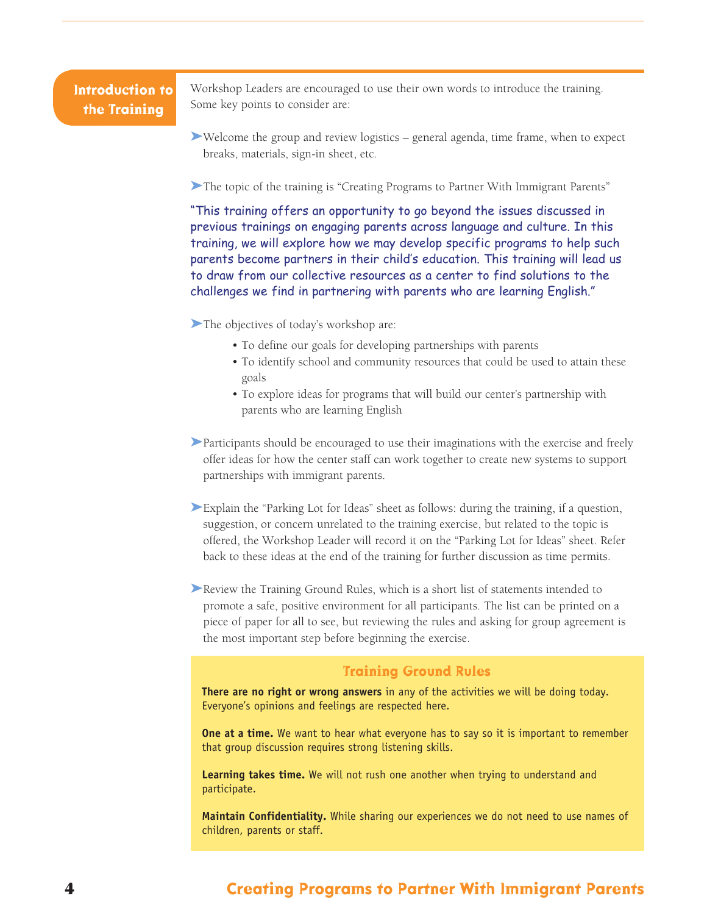## Introduction to the Training

Workshop Leaders are encouraged to use their own words to introduce the training. Some key points to consider are:

- Welcome the group and review logistics – general agenda, time frame, when to expect breaks, materials, sign-in sheet, etc.

- The topic of the training is "Creating Programs to Partner With Immigrant Parents"

"This training offers an opportunity to go beyond the issues discussed in previous trainings on engaging parents across language and culture. In this training, we will explore how we may develop specific programs to help such parents become partners in their child's education. This training will lead us to draw from our collective resources as a center to find solutions to the challenges we find in partnering with parents who are learning English."

- The objectives of today's workshop are:
  - To define our goals for developing partnerships with parents
  - To identify school and community resources that could be used to attain these goals
  - To explore ideas for programs that will build our center's partnership with parents who are learning English

- Participants should be encouraged to use their imaginations with the exercise and freely offer ideas for how the center staff can work together to create new systems to support partnerships with immigrant parents.

- Explain the "Parking Lot for Ideas" sheet as follows: during the training, if a question, suggestion, or concern unrelated to the training exercise, but related to the topic is offered, the Workshop Leader will record it on the "Parking Lot for Ideas" sheet. Refer back to these ideas at the end of the training for further discussion as time permits.

- Review the Training Ground Rules, which is a short list of statements intended to promote a safe, positive environment for all participants. The list can be printed on a piece of paper for all to see, but reviewing the rules and asking for group agreement is the most important step before beginning the exercise.

### Training Ground Rules

**There are no right or wrong answers** in any of the activities we will be doing today. Everyone's opinions and feelings are respected here.

**One at a time.** We want to hear what everyone has to say so it is important to remember that group discussion requires strong listening skills.

**Learning takes time.** We will not rush one another when trying to understand and participate.

**Maintain Confidentiality.** While sharing our experiences we do not need to use names of children, parents or staff.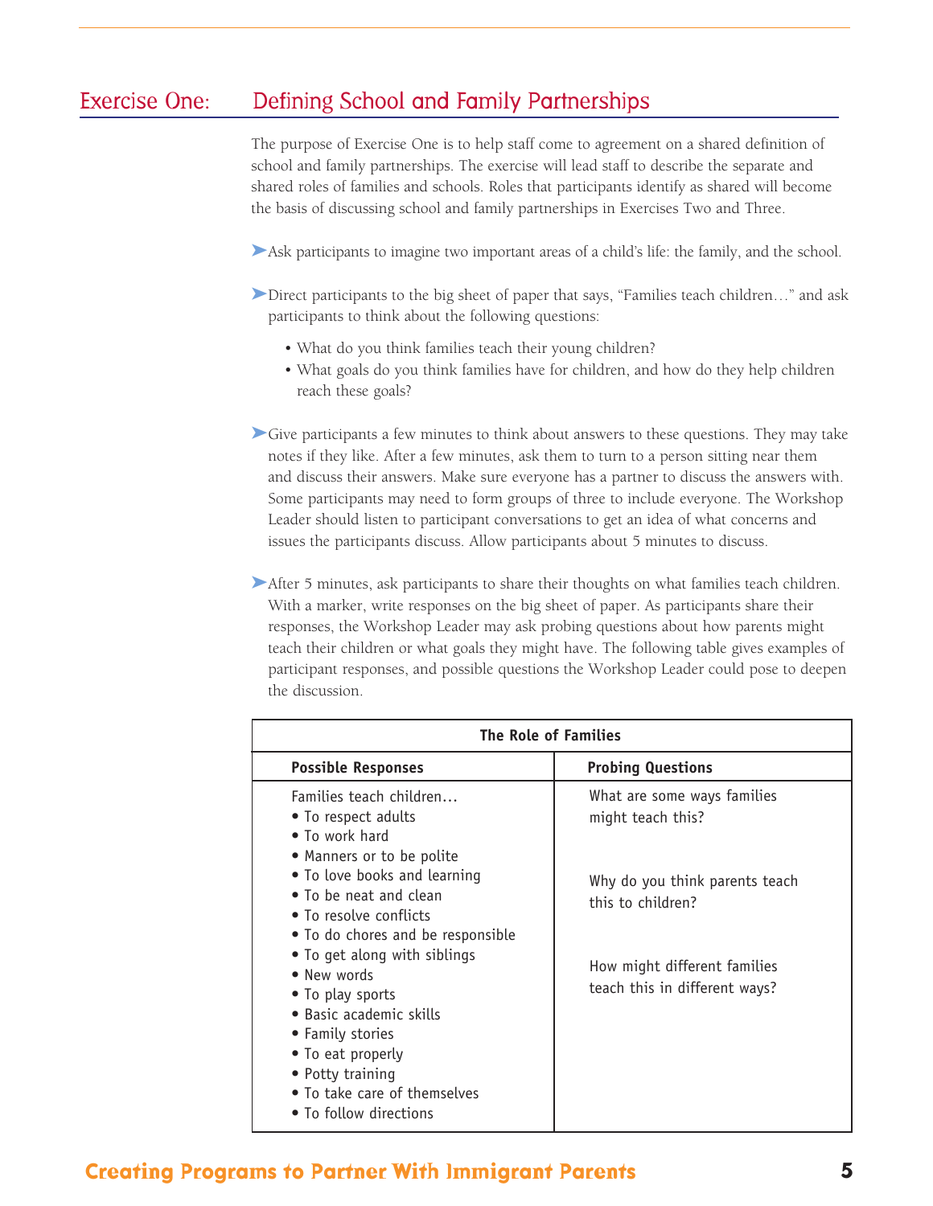## Exercise One: Defining School and Family Partnerships

The purpose of Exercise One is to help staff come to agreement on a shared definition of school and family partnerships. The exercise will lead staff to describe the separate and shared roles of families and schools. Roles that participants identify as shared will become the basis of discussing school and family partnerships in Exercises Two and Three.

➤ Ask participants to imagine two important areas of a child's life: the family, and the school.

➤ Direct participants to the big sheet of paper that says, "Families teach children…" and ask participants to think about the following questions:

- What do you think families teach their young children?
- What goals do you think families have for children, and how do they help children reach these goals?

➤ Give participants a few minutes to think about answers to these questions. They may take notes if they like. After a few minutes, ask them to turn to a person sitting near them and discuss their answers. Make sure everyone has a partner to discuss the answers with. Some participants may need to form groups of three to include everyone. The Workshop Leader should listen to participant conversations to get an idea of what concerns and issues the participants discuss. Allow participants about 5 minutes to discuss.

➤ After 5 minutes, ask participants to share their thoughts on what families teach children. With a marker, write responses on the big sheet of paper. As participants share their responses, the Workshop Leader may ask probing questions about how parents might teach their children or what goals they might have. The following table gives examples of participant responses, and possible questions the Workshop Leader could pose to deepen the discussion.

| The Role of Families | |
|---|---|
| **Possible Responses** | **Probing Questions** |
| Families teach children…<br>• To respect adults<br>• To work hard<br>• Manners or to be polite<br>• To love books and learning<br>• To be neat and clean<br>• To resolve conflicts<br>• To do chores and be responsible<br>• To get along with siblings<br>• New words<br>• To play sports<br>• Basic academic skills<br>• Family stories<br>• To eat properly<br>• Potty training<br>• To take care of themselves<br>• To follow directions | What are some ways families might teach this?<br><br>Why do you think parents teach this to children?<br><br>How might different families teach this in different ways? |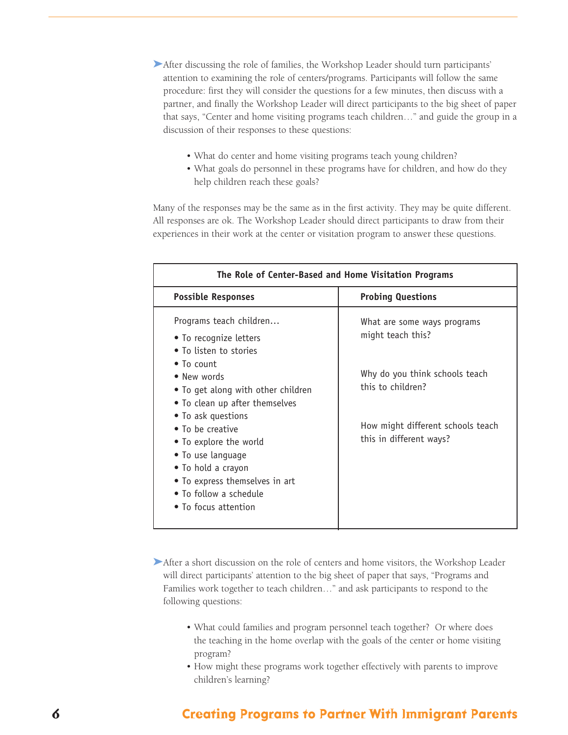➤ After discussing the role of families, the Workshop Leader should turn participants' attention to examining the role of centers/programs. Participants will follow the same procedure: first they will consider the questions for a few minutes, then discuss with a partner, and finally the Workshop Leader will direct participants to the big sheet of paper that says, "Center and home visiting programs teach children…" and guide the group in a discussion of their responses to these questions:

- What do center and home visiting programs teach young children?
- What goals do personnel in these programs have for children, and how do they help children reach these goals?

Many of the responses may be the same as in the first activity. They may be quite different. All responses are ok. The Workshop Leader should direct participants to draw from their experiences in their work at the center or visitation program to answer these questions.

| The Role of Center-Based and Home Visitation Programs | |
|---|---|
| **Possible Responses** | **Probing Questions** |
| Programs teach children…<br>• To recognize letters<br>• To listen to stories<br>• To count<br>• New words<br>• To get along with other children<br>• To clean up after themselves<br>• To ask questions<br>• To be creative<br>• To explore the world<br>• To use language<br>• To hold a crayon<br>• To express themselves in art<br>• To follow a schedule<br>• To focus attention | What are some ways programs might teach this?<br><br>Why do you think schools teach this to children?<br><br>How might different schools teach this in different ways? |

➤ After a short discussion on the role of centers and home visitors, the Workshop Leader will direct participants' attention to the big sheet of paper that says, "Programs and Families work together to teach children…" and ask participants to respond to the following questions:

- What could families and program personnel teach together? Or where does the teaching in the home overlap with the goals of the center or home visiting program?
- How might these programs work together effectively with parents to improve children's learning?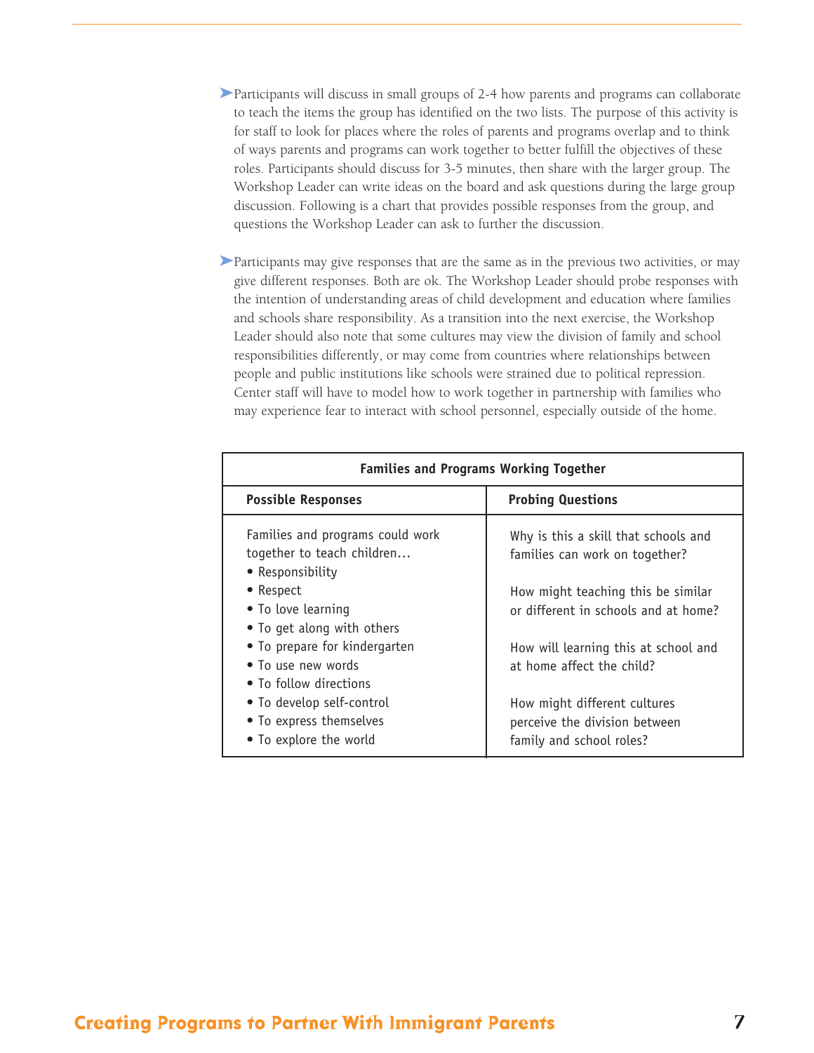- Participants will discuss in small groups of 2-4 how parents and programs can collaborate to teach the items the group has identified on the two lists. The purpose of this activity is for staff to look for places where the roles of parents and programs overlap and to think of ways parents and programs can work together to better fulfill the objectives of these roles. Participants should discuss for 3-5 minutes, then share with the larger group. The Workshop Leader can write ideas on the board and ask questions during the large group discussion. Following is a chart that provides possible responses from the group, and questions the Workshop Leader can ask to further the discussion.

- Participants may give responses that are the same as in the previous two activities, or may give different responses. Both are ok. The Workshop Leader should probe responses with the intention of understanding areas of child development and education where families and schools share responsibility. As a transition into the next exercise, the Workshop Leader should also note that some cultures may view the division of family and school responsibilities differently, or may come from countries where relationships between people and public institutions like schools were strained due to political repression. Center staff will have to model how to work together in partnership with families who may experience fear to interact with school personnel, especially outside of the home.

| **Families and Programs Working Together** | |
|---|---|
| **Possible Responses** | **Probing Questions** |
| Families and programs could work together to teach children…<br>• Responsibility<br>• Respect<br>• To love learning<br>• To get along with others<br>• To prepare for kindergarten<br>• To use new words<br>• To follow directions<br>• To develop self-control<br>• To express themselves<br>• To explore the world | Why is this a skill that schools and families can work on together?<br><br>How might teaching this be similar or different in schools and at home?<br><br>How will learning this at school and at home affect the child?<br><br>How might different cultures perceive the division between family and school roles? |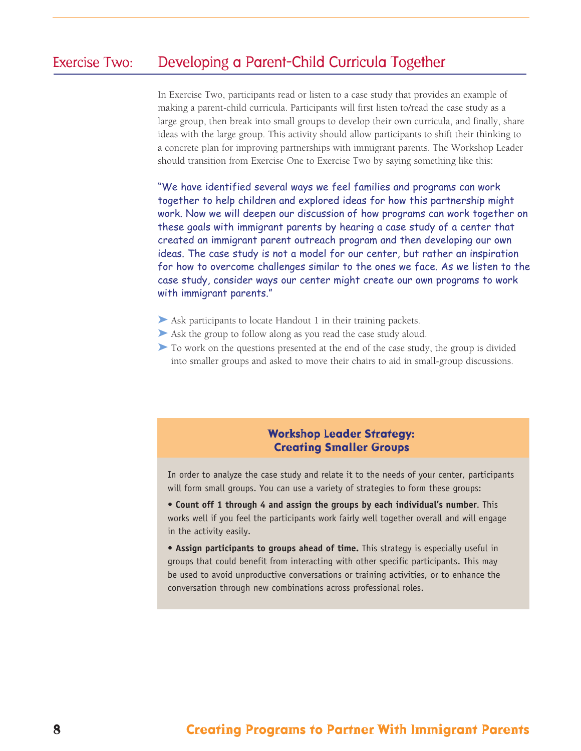## Exercise Two: Developing a Parent-Child Curricula Together

In Exercise Two, participants read or listen to a case study that provides an example of making a parent-child curricula. Participants will first listen to/read the case study as a large group, then break into small groups to develop their own curricula, and finally, share ideas with the large group. This activity should allow participants to shift their thinking to a concrete plan for improving partnerships with immigrant parents. The Workshop Leader should transition from Exercise One to Exercise Two by saying something like this:

"We have identified several ways we feel families and programs can work together to help children and explored ideas for how this partnership might work. Now we will deepen our discussion of how programs can work together on these goals with immigrant parents by hearing a case study of a center that created an immigrant parent outreach program and then developing our own ideas. The case study is not a model for our center, but rather an inspiration for how to overcome challenges similar to the ones we face. As we listen to the case study, consider ways our center might create our own programs to work with immigrant parents."

- Ask participants to locate Handout 1 in their training packets.
- Ask the group to follow along as you read the case study aloud.
- To work on the questions presented at the end of the case study, the group is divided into smaller groups and asked to move their chairs to aid in small-group discussions.

### Workshop Leader Strategy: Creating Smaller Groups

In order to analyze the case study and relate it to the needs of your center, participants will form small groups. You can use a variety of strategies to form these groups:

- **Count off 1 through 4 and assign the groups by each individual's number.** This works well if you feel the participants work fairly well together overall and will engage in the activity easily.
- **Assign participants to groups ahead of time.** This strategy is especially useful in groups that could benefit from interacting with other specific participants. This may be used to avoid unproductive conversations or training activities, or to enhance the conversation through new combinations across professional roles.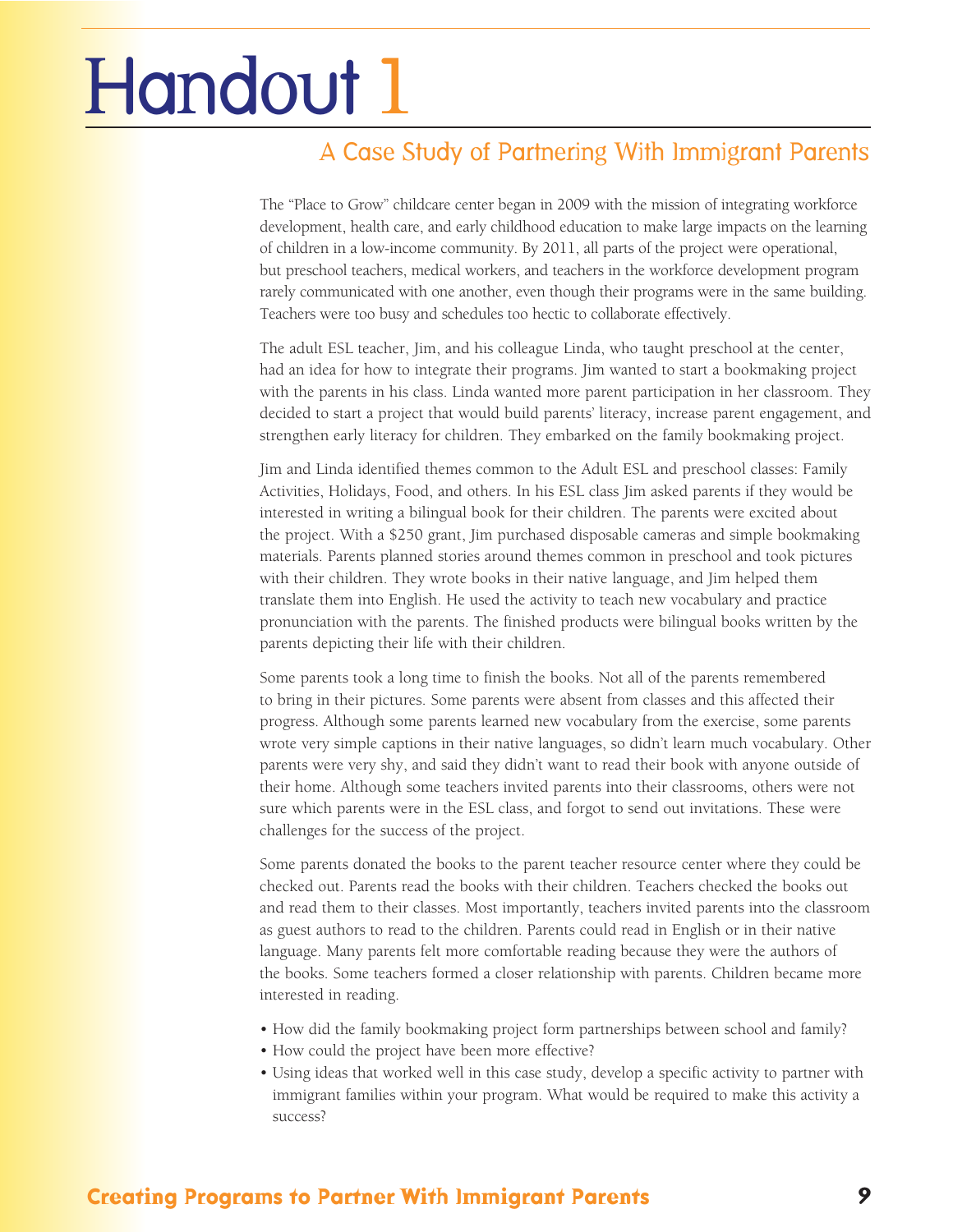# Handout 1

## A Case Study of Partnering With Immigrant Parents

The "Place to Grow" childcare center began in 2009 with the mission of integrating workforce development, health care, and early childhood education to make large impacts on the learning of children in a low-income community. By 2011, all parts of the project were operational, but preschool teachers, medical workers, and teachers in the workforce development program rarely communicated with one another, even though their programs were in the same building. Teachers were too busy and schedules too hectic to collaborate effectively.

The adult ESL teacher, Jim, and his colleague Linda, who taught preschool at the center, had an idea for how to integrate their programs. Jim wanted to start a bookmaking project with the parents in his class. Linda wanted more parent participation in her classroom. They decided to start a project that would build parents' literacy, increase parent engagement, and strengthen early literacy for children. They embarked on the family bookmaking project.

Jim and Linda identified themes common to the Adult ESL and preschool classes: Family Activities, Holidays, Food, and others. In his ESL class Jim asked parents if they would be interested in writing a bilingual book for their children. The parents were excited about the project. With a $250 grant, Jim purchased disposable cameras and simple bookmaking materials. Parents planned stories around themes common in preschool and took pictures with their children. They wrote books in their native language, and Jim helped them translate them into English. He used the activity to teach new vocabulary and practice pronunciation with the parents. The finished products were bilingual books written by the parents depicting their life with their children.

Some parents took a long time to finish the books. Not all of the parents remembered to bring in their pictures. Some parents were absent from classes and this affected their progress. Although some parents learned new vocabulary from the exercise, some parents wrote very simple captions in their native languages, so didn't learn much vocabulary. Other parents were very shy, and said they didn't want to read their book with anyone outside of their home. Although some teachers invited parents into their classrooms, others were not sure which parents were in the ESL class, and forgot to send out invitations. These were challenges for the success of the project.

Some parents donated the books to the parent teacher resource center where they could be checked out. Parents read the books with their children. Teachers checked the books out and read them to their classes. Most importantly, teachers invited parents into the classroom as guest authors to read to the children. Parents could read in English or in their native language. Many parents felt more comfortable reading because they were the authors of the books. Some teachers formed a closer relationship with parents. Children became more interested in reading.

- How did the family bookmaking project form partnerships between school and family?
- How could the project have been more effective?
- Using ideas that worked well in this case study, develop a specific activity to partner with immigrant families within your program. What would be required to make this activity a success?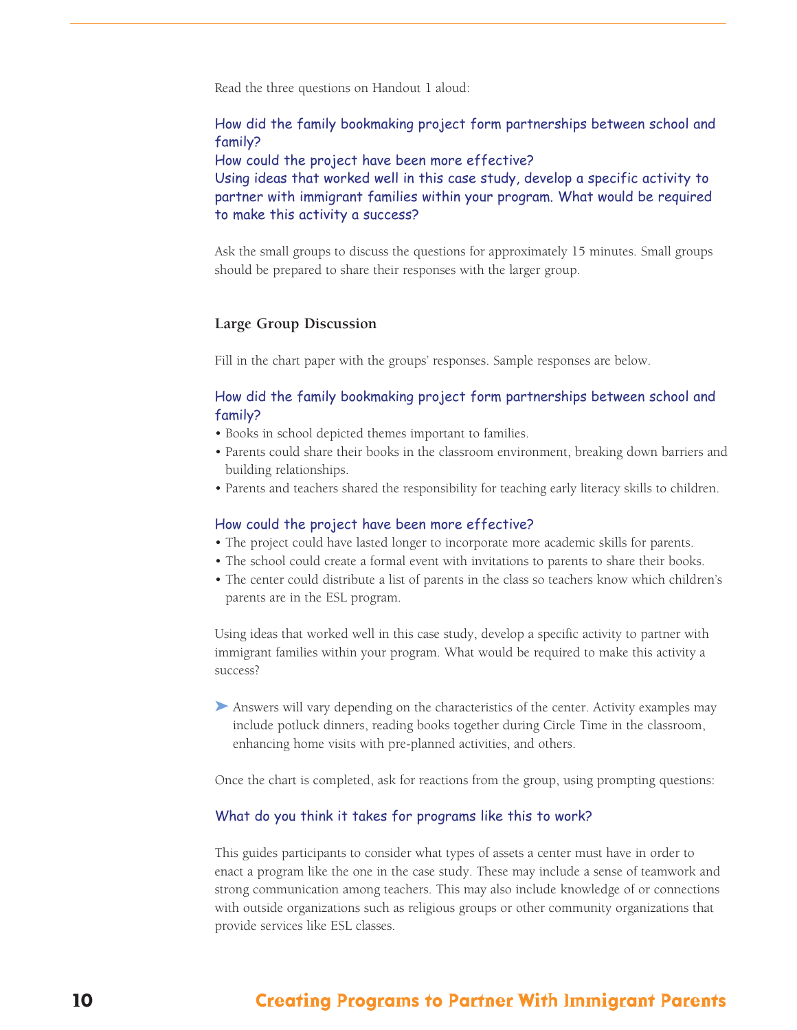Read the three questions on Handout 1 aloud:

How did the family bookmaking project form partnerships between school and family?
How could the project have been more effective?
Using ideas that worked well in this case study, develop a specific activity to partner with immigrant families within your program. What would be required to make this activity a success?

Ask the small groups to discuss the questions for approximately 15 minutes. Small groups should be prepared to share their responses with the larger group.

### Large Group Discussion

Fill in the chart paper with the groups' responses. Sample responses are below.

How did the family bookmaking project form partnerships between school and family?

- Books in school depicted themes important to families.
- Parents could share their books in the classroom environment, breaking down barriers and building relationships.
- Parents and teachers shared the responsibility for teaching early literacy skills to children.

How could the project have been more effective?

- The project could have lasted longer to incorporate more academic skills for parents.
- The school could create a formal event with invitations to parents to share their books.
- The center could distribute a list of parents in the class so teachers know which children's parents are in the ESL program.

Using ideas that worked well in this case study, develop a specific activity to partner with immigrant families within your program. What would be required to make this activity a success?

➤ Answers will vary depending on the characteristics of the center. Activity examples may include potluck dinners, reading books together during Circle Time in the classroom, enhancing home visits with pre-planned activities, and others.

Once the chart is completed, ask for reactions from the group, using prompting questions:

What do you think it takes for programs like this to work?

This guides participants to consider what types of assets a center must have in order to enact a program like the one in the case study. These may include a sense of teamwork and strong communication among teachers. This may also include knowledge of or connections with outside organizations such as religious groups or other community organizations that provide services like ESL classes.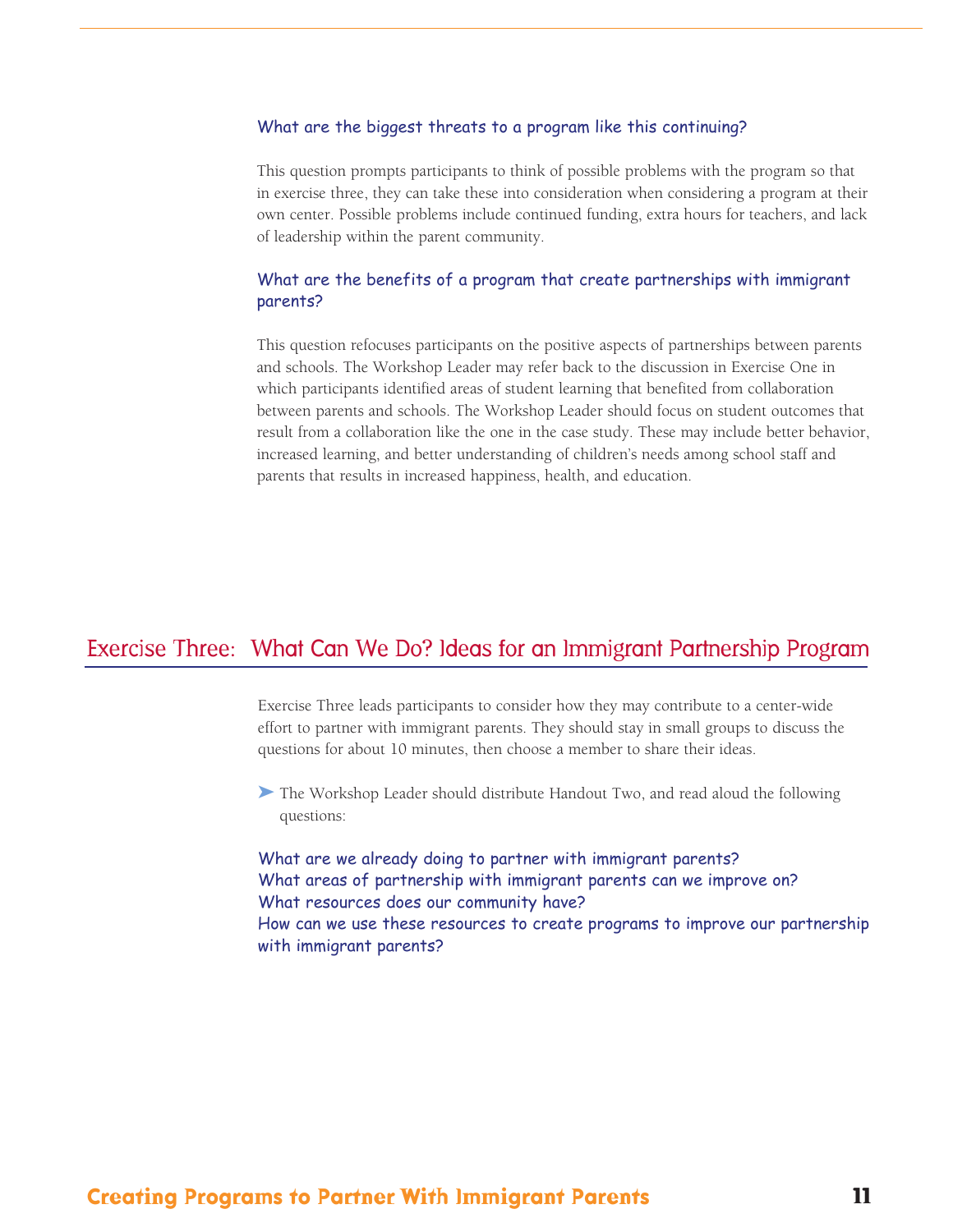### What are the biggest threats to a program like this continuing?

This question prompts participants to think of possible problems with the program so that in exercise three, they can take these into consideration when considering a program at their own center. Possible problems include continued funding, extra hours for teachers, and lack of leadership within the parent community.

### What are the benefits of a program that create partnerships with immigrant parents?

This question refocuses participants on the positive aspects of partnerships between parents and schools. The Workshop Leader may refer back to the discussion in Exercise One in which participants identified areas of student learning that benefited from collaboration between parents and schools. The Workshop Leader should focus on student outcomes that result from a collaboration like the one in the case study. These may include better behavior, increased learning, and better understanding of children's needs among school staff and parents that results in increased happiness, health, and education.

## Exercise Three: What Can We Do? Ideas for an Immigrant Partnership Program

Exercise Three leads participants to consider how they may contribute to a center-wide effort to partner with immigrant parents. They should stay in small groups to discuss the questions for about 10 minutes, then choose a member to share their ideas.

- The Workshop Leader should distribute Handout Two, and read aloud the following questions:

What are we already doing to partner with immigrant parents?
What areas of partnership with immigrant parents can we improve on?
What resources does our community have?
How can we use these resources to create programs to improve our partnership with immigrant parents?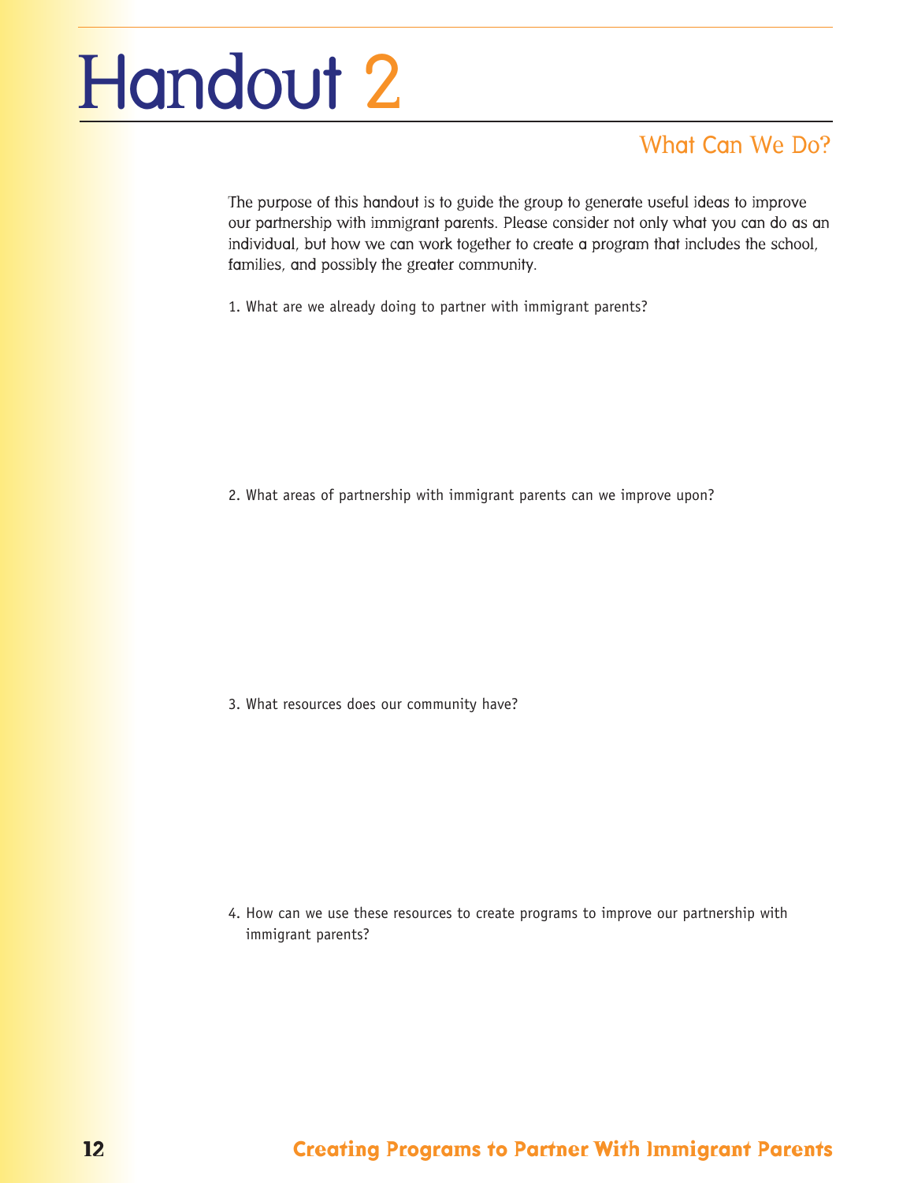# Handout 2

## What Can We Do?

The purpose of this handout is to guide the group to generate useful ideas to improve our partnership with immigrant parents. Please consider not only what you can do as an individual, but how we can work together to create a program that includes the school, families, and possibly the greater community.

1. What are we already doing to partner with immigrant parents?

2. What areas of partnership with immigrant parents can we improve upon?

3. What resources does our community have?

4. How can we use these resources to create programs to improve our partnership with immigrant parents?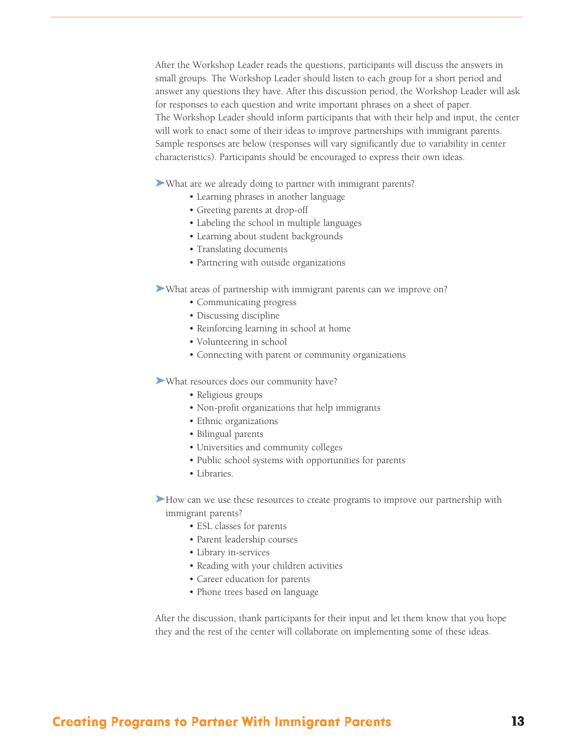After the Workshop Leader reads the questions, participants will discuss the answers in small groups. The Workshop Leader should listen to each group for a short period and answer any questions they have. After this discussion period, the Workshop Leader will ask for responses to each question and write important phrases on a sheet of paper. The Workshop Leader should inform participants that with their help and input, the center will work to enact some of their ideas to improve partnerships with immigrant parents. Sample responses are below (responses will vary significantly due to variability in center characteristics). Participants should be encouraged to express their own ideas.

➤What are we already doing to partner with immigrant parents?

- Learning phrases in another language
- Greeting parents at drop-off
- Labeling the school in multiple languages
- Learning about student backgrounds
- Translating documents
- Partnering with outside organizations

➤What areas of partnership with immigrant parents can we improve on?

- Communicating progress
- Discussing discipline
- Reinforcing learning in school at home
- Volunteering in school
- Connecting with parent or community organizations

➤What resources does our community have?

- Religious groups
- Non-profit organizations that help immigrants
- Ethnic organizations
- Bilingual parents
- Universities and community colleges
- Public school systems with opportunities for parents
- Libraries.

➤How can we use these resources to create programs to improve our partnership with immigrant parents?

- ESL classes for parents
- Parent leadership courses
- Library in-services
- Reading with your children activities
- Career education for parents
- Phone trees based on language

After the discussion, thank participants for their input and let them know that you hope they and the rest of the center will collaborate on implementing some of these ideas.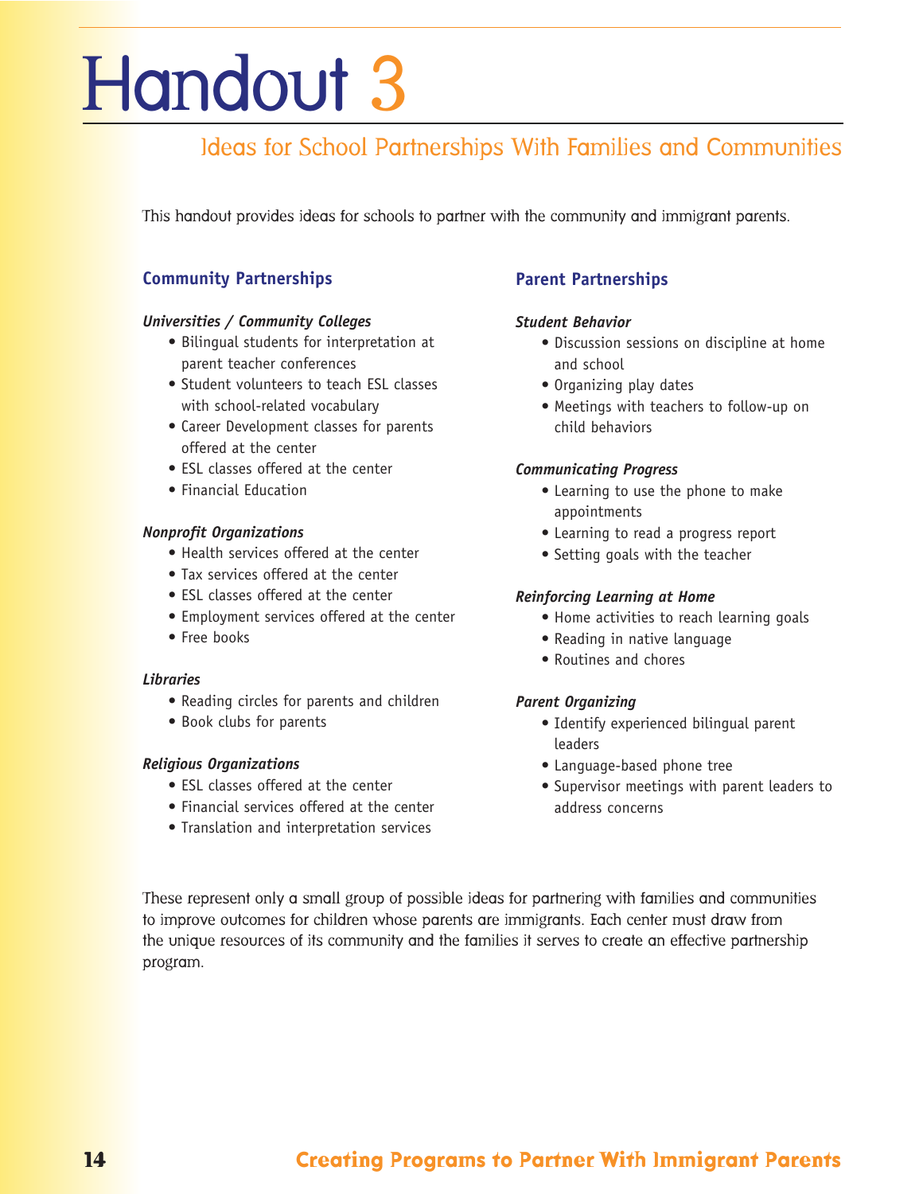# Handout 3

## Ideas for School Partnerships With Families and Communities

This handout provides ideas for schools to partner with the community and immigrant parents.

### Community Partnerships

***Universities / Community Colleges***

- Bilingual students for interpretation at parent teacher conferences
- Student volunteers to teach ESL classes with school-related vocabulary
- Career Development classes for parents offered at the center
- ESL classes offered at the center
- Financial Education

***Nonprofit Organizations***

- Health services offered at the center
- Tax services offered at the center
- ESL classes offered at the center
- Employment services offered at the center
- Free books

***Libraries***

- Reading circles for parents and children
- Book clubs for parents

***Religious Organizations***

- ESL classes offered at the center
- Financial services offered at the center
- Translation and interpretation services

### Parent Partnerships

***Student Behavior***

- Discussion sessions on discipline at home and school
- Organizing play dates
- Meetings with teachers to follow-up on child behaviors

***Communicating Progress***

- Learning to use the phone to make appointments
- Learning to read a progress report
- Setting goals with the teacher

***Reinforcing Learning at Home***

- Home activities to reach learning goals
- Reading in native language
- Routines and chores

***Parent Organizing***

- Identify experienced bilingual parent leaders
- Language-based phone tree
- Supervisor meetings with parent leaders to address concerns

These represent only a small group of possible ideas for partnering with families and communities to improve outcomes for children whose parents are immigrants. Each center must draw from the unique resources of its community and the families it serves to create an effective partnership program.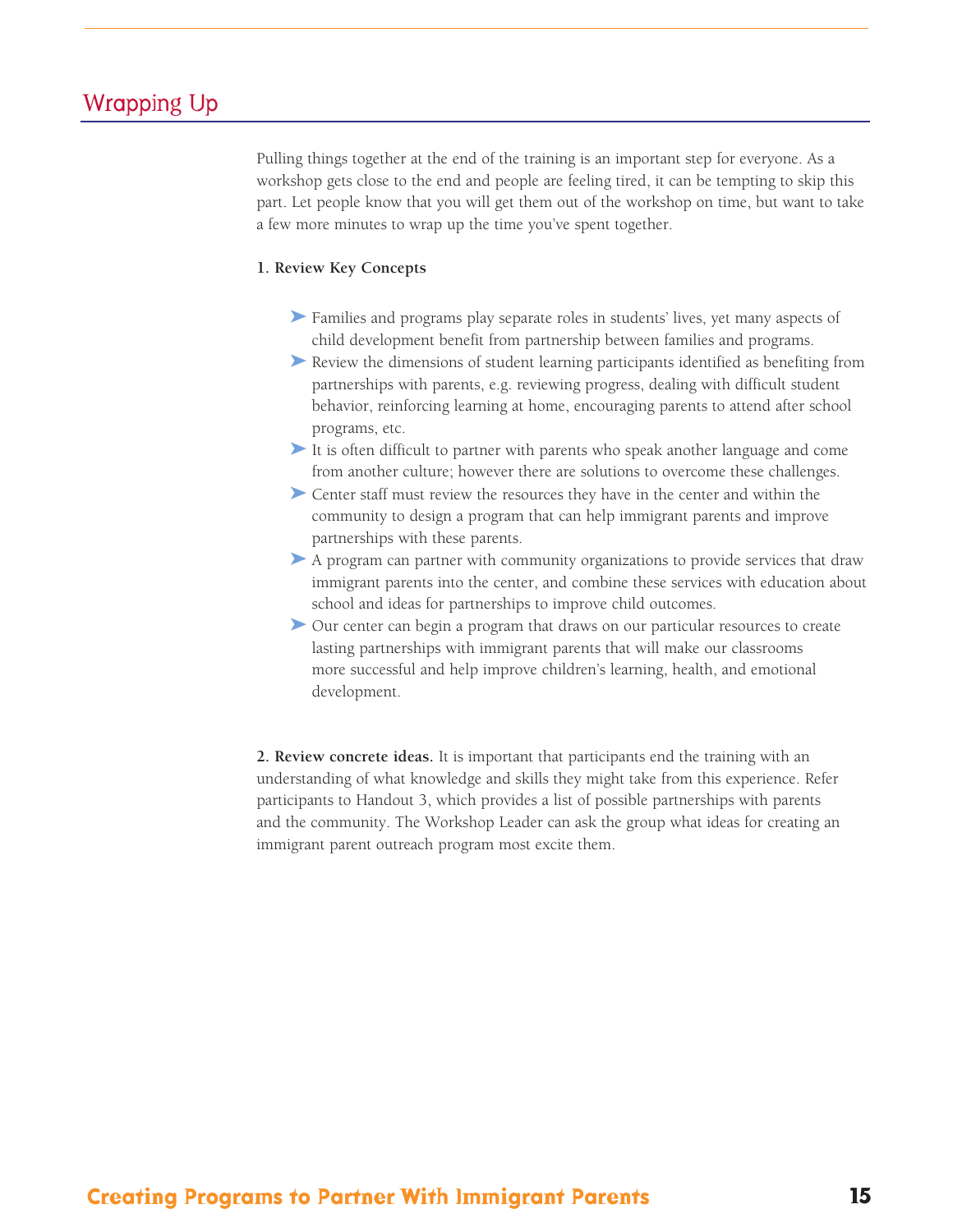## Wrapping Up

Pulling things together at the end of the training is an important step for everyone. As a workshop gets close to the end and people are feeling tired, it can be tempting to skip this part. Let people know that you will get them out of the workshop on time, but want to take a few more minutes to wrap up the time you've spent together.

**1. Review Key Concepts**

- Families and programs play separate roles in students' lives, yet many aspects of child development benefit from partnership between families and programs.
- Review the dimensions of student learning participants identified as benefiting from partnerships with parents, e.g. reviewing progress, dealing with difficult student behavior, reinforcing learning at home, encouraging parents to attend after school programs, etc.
- It is often difficult to partner with parents who speak another language and come from another culture; however there are solutions to overcome these challenges.
- Center staff must review the resources they have in the center and within the community to design a program that can help immigrant parents and improve partnerships with these parents.
- A program can partner with community organizations to provide services that draw immigrant parents into the center, and combine these services with education about school and ideas for partnerships to improve child outcomes.
- Our center can begin a program that draws on our particular resources to create lasting partnerships with immigrant parents that will make our classrooms more successful and help improve children's learning, health, and emotional development.

**2. Review concrete ideas.** It is important that participants end the training with an understanding of what knowledge and skills they might take from this experience. Refer participants to Handout 3, which provides a list of possible partnerships with parents and the community. The Workshop Leader can ask the group what ideas for creating an immigrant parent outreach program most excite them.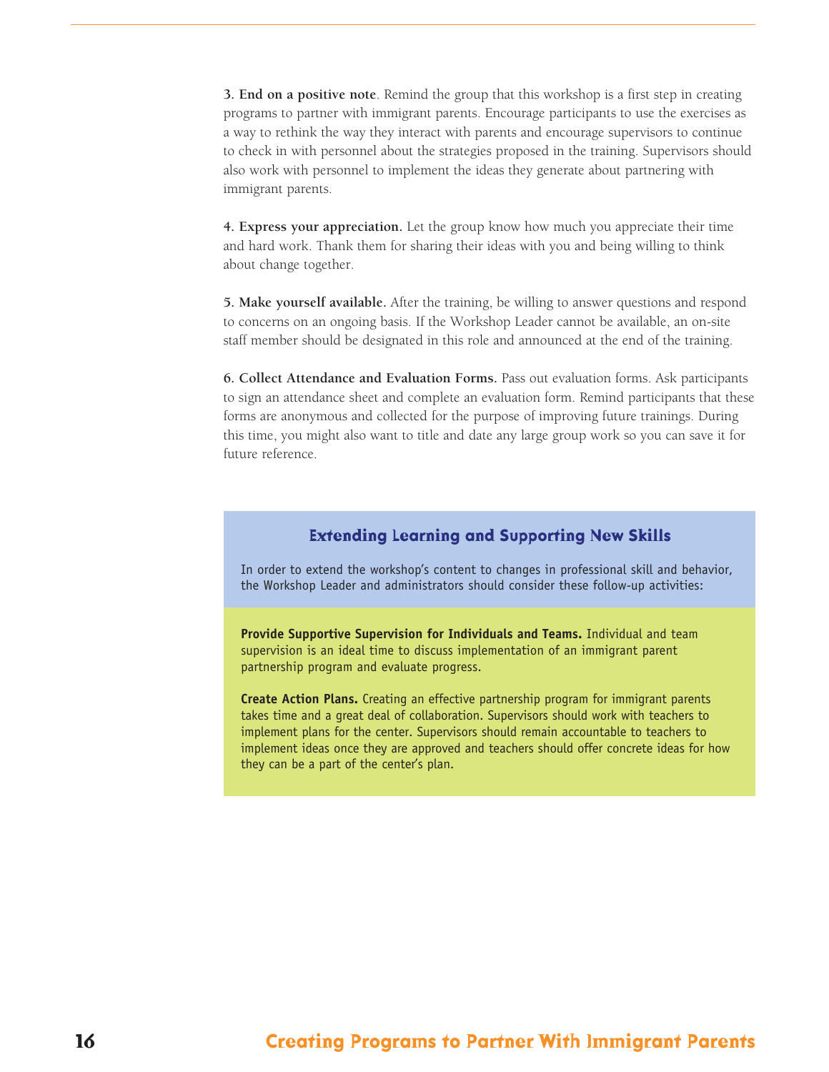**3. End on a positive note**. Remind the group that this workshop is a first step in creating programs to partner with immigrant parents. Encourage participants to use the exercises as a way to rethink the way they interact with parents and encourage supervisors to continue to check in with personnel about the strategies proposed in the training. Supervisors should also work with personnel to implement the ideas they generate about partnering with immigrant parents.

**4. Express your appreciation.** Let the group know how much you appreciate their time and hard work. Thank them for sharing their ideas with you and being willing to think about change together.

**5. Make yourself available.** After the training, be willing to answer questions and respond to concerns on an ongoing basis. If the Workshop Leader cannot be available, an on-site staff member should be designated in this role and announced at the end of the training.

**6. Collect Attendance and Evaluation Forms.** Pass out evaluation forms. Ask participants to sign an attendance sheet and complete an evaluation form. Remind participants that these forms are anonymous and collected for the purpose of improving future trainings. During this time, you might also want to title and date any large group work so you can save it for future reference.

## Extending Learning and Supporting New Skills

In order to extend the workshop's content to changes in professional skill and behavior, the Workshop Leader and administrators should consider these follow-up activities:

**Provide Supportive Supervision for Individuals and Teams.** Individual and team supervision is an ideal time to discuss implementation of an immigrant parent partnership program and evaluate progress.

**Create Action Plans.** Creating an effective partnership program for immigrant parents takes time and a great deal of collaboration. Supervisors should work with teachers to implement plans for the center. Supervisors should remain accountable to teachers to implement ideas once they are approved and teachers should offer concrete ideas for how they can be a part of the center's plan.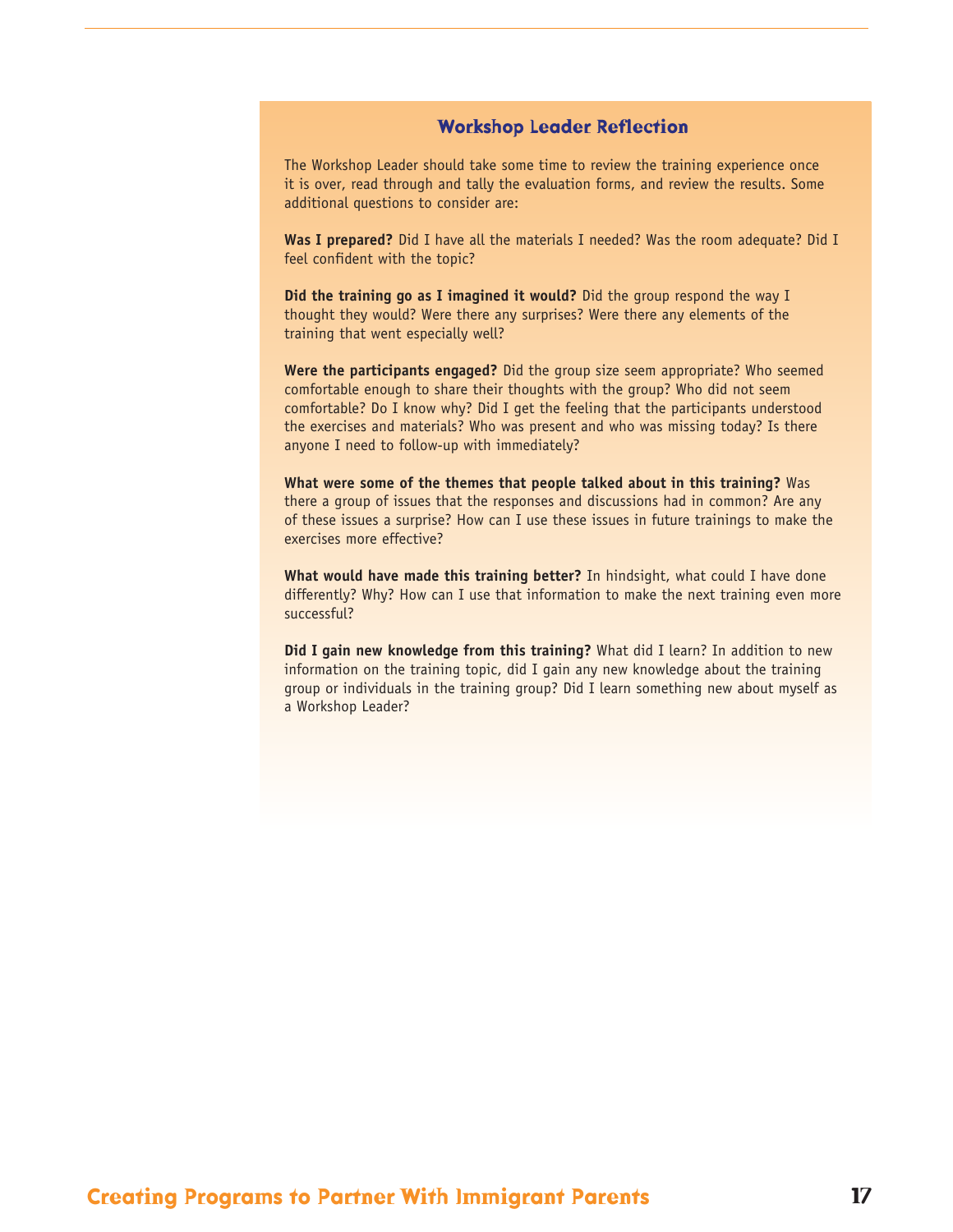## Workshop Leader Reflection

The Workshop Leader should take some time to review the training experience once it is over, read through and tally the evaluation forms, and review the results. Some additional questions to consider are:

**Was I prepared?** Did I have all the materials I needed? Was the room adequate? Did I feel confident with the topic?

**Did the training go as I imagined it would?** Did the group respond the way I thought they would? Were there any surprises? Were there any elements of the training that went especially well?

**Were the participants engaged?** Did the group size seem appropriate? Who seemed comfortable enough to share their thoughts with the group? Who did not seem comfortable? Do I know why? Did I get the feeling that the participants understood the exercises and materials? Who was present and who was missing today? Is there anyone I need to follow-up with immediately?

**What were some of the themes that people talked about in this training?** Was there a group of issues that the responses and discussions had in common? Are any of these issues a surprise? How can I use these issues in future trainings to make the exercises more effective?

**What would have made this training better?** In hindsight, what could I have done differently? Why? How can I use that information to make the next training even more successful?

**Did I gain new knowledge from this training?** What did I learn? In addition to new information on the training topic, did I gain any new knowledge about the training group or individuals in the training group? Did I learn something new about myself as a Workshop Leader?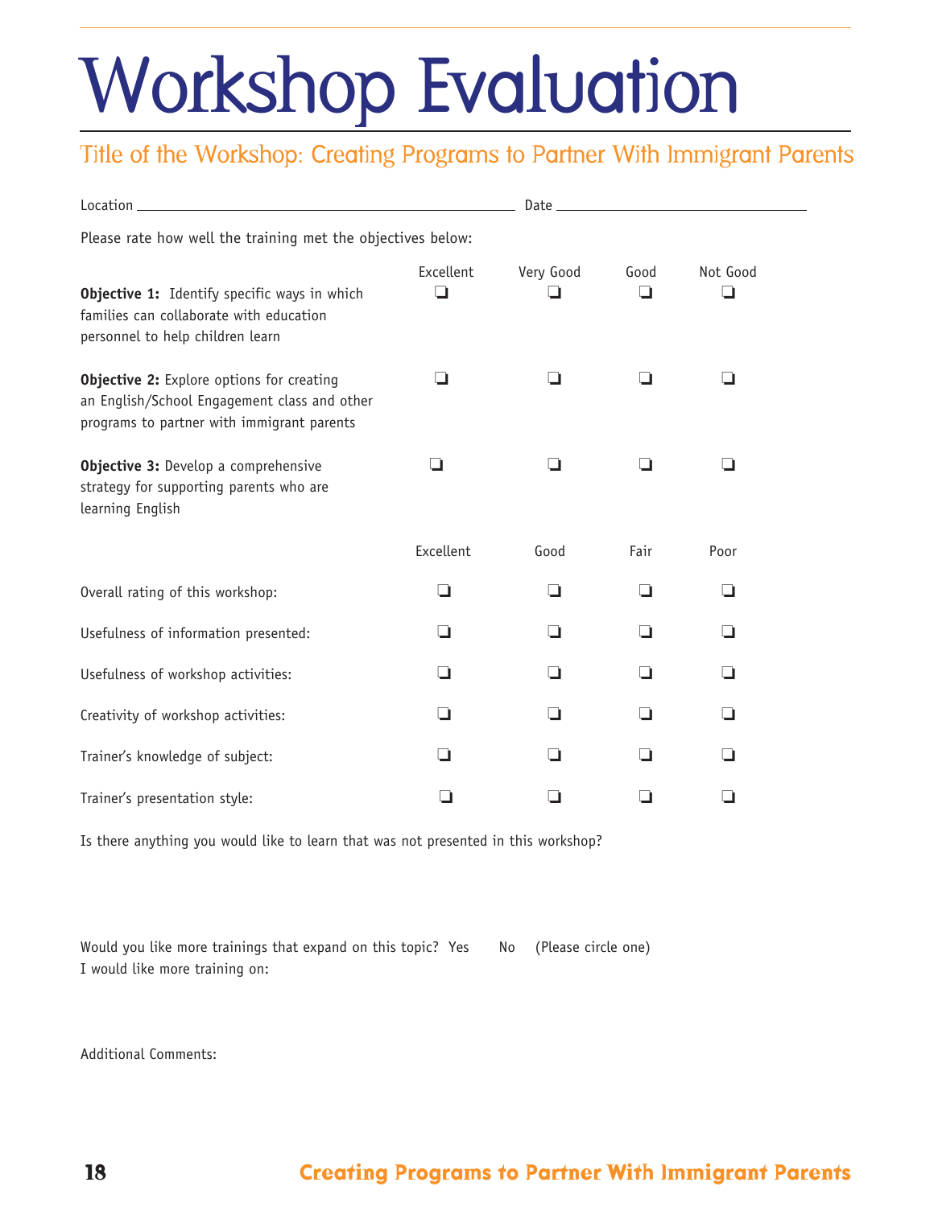# Workshop Evaluation

## Title of the Workshop: Creating Programs to Partner With Immigrant Parents

Location ________________________________ Date ____________________

Please rate how well the training met the objectives below:

| | Excellent | Very Good | Good | Not Good |
|---|---|---|---|---|
| **Objective 1:** Identify specific ways in which families can collaborate with education personnel to help children learn | ❏ | ❏ | ❏ | ❏ |
| **Objective 2:** Explore options for creating an English/School Engagement class and other programs to partner with immigrant parents | ❏ | ❏ | ❏ | ❏ |
| **Objective 3:** Develop a comprehensive strategy for supporting parents who are learning English | ❏ | ❏ | ❏ | ❏ |

| | Excellent | Good | Fair | Poor |
|---|---|---|---|---|
| Overall rating of this workshop: | ❏ | ❏ | ❏ | ❏ |
| Usefulness of information presented: | ❏ | ❏ | ❏ | ❏ |
| Usefulness of workshop activities: | ❏ | ❏ | ❏ | ❏ |
| Creativity of workshop activities: | ❏ | ❏ | ❏ | ❏ |
| Trainer's knowledge of subject: | ❏ | ❏ | ❏ | ❏ |
| Trainer's presentation style: | ❏ | ❏ | ❏ | ❏ |

Is there anything you would like to learn that was not presented in this workshop?

Would you like more trainings that expand on this topic? Yes No (Please circle one)

I would like more training on:

Additional Comments: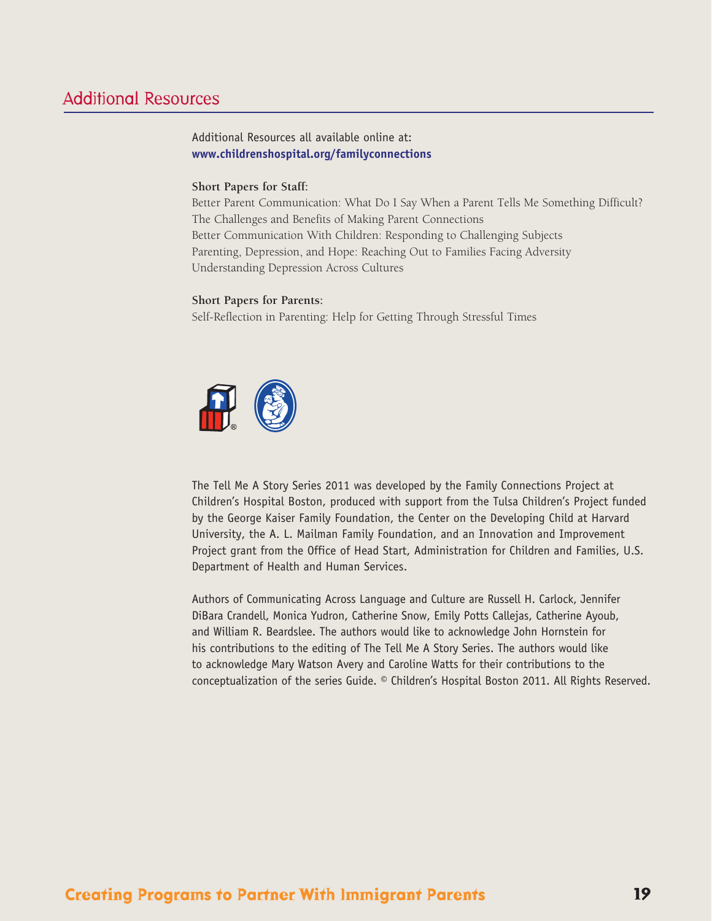## Additional Resources

Additional Resources all available online at:
**www.childrenshospital.org/familyconnections**

**Short Papers for Staff**:
Better Parent Communication: What Do I Say When a Parent Tells Me Something Difficult?
The Challenges and Benefits of Making Parent Connections
Better Communication With Children: Responding to Challenging Subjects
Parenting, Depression, and Hope: Reaching Out to Families Facing Adversity
Understanding Depression Across Cultures

**Short Papers for Parents**:
Self-Reflection in Parenting: Help for Getting Through Stressful Times

The Tell Me A Story Series 2011 was developed by the Family Connections Project at Children's Hospital Boston, produced with support from the Tulsa Children's Project funded by the George Kaiser Family Foundation, the Center on the Developing Child at Harvard University, the A. L. Mailman Family Foundation, and an Innovation and Improvement Project grant from the Office of Head Start, Administration for Children and Families, U.S. Department of Health and Human Services.

Authors of Communicating Across Language and Culture are Russell H. Carlock, Jennifer DiBara Crandell, Monica Yudron, Catherine Snow, Emily Potts Callejas, Catherine Ayoub, and William R. Beardslee. The authors would like to acknowledge John Hornstein for his contributions to the editing of The Tell Me A Story Series. The authors would like to acknowledge Mary Watson Avery and Caroline Watts for their contributions to the conceptualization of the series Guide. © Children's Hospital Boston 2011. All Rights Reserved.